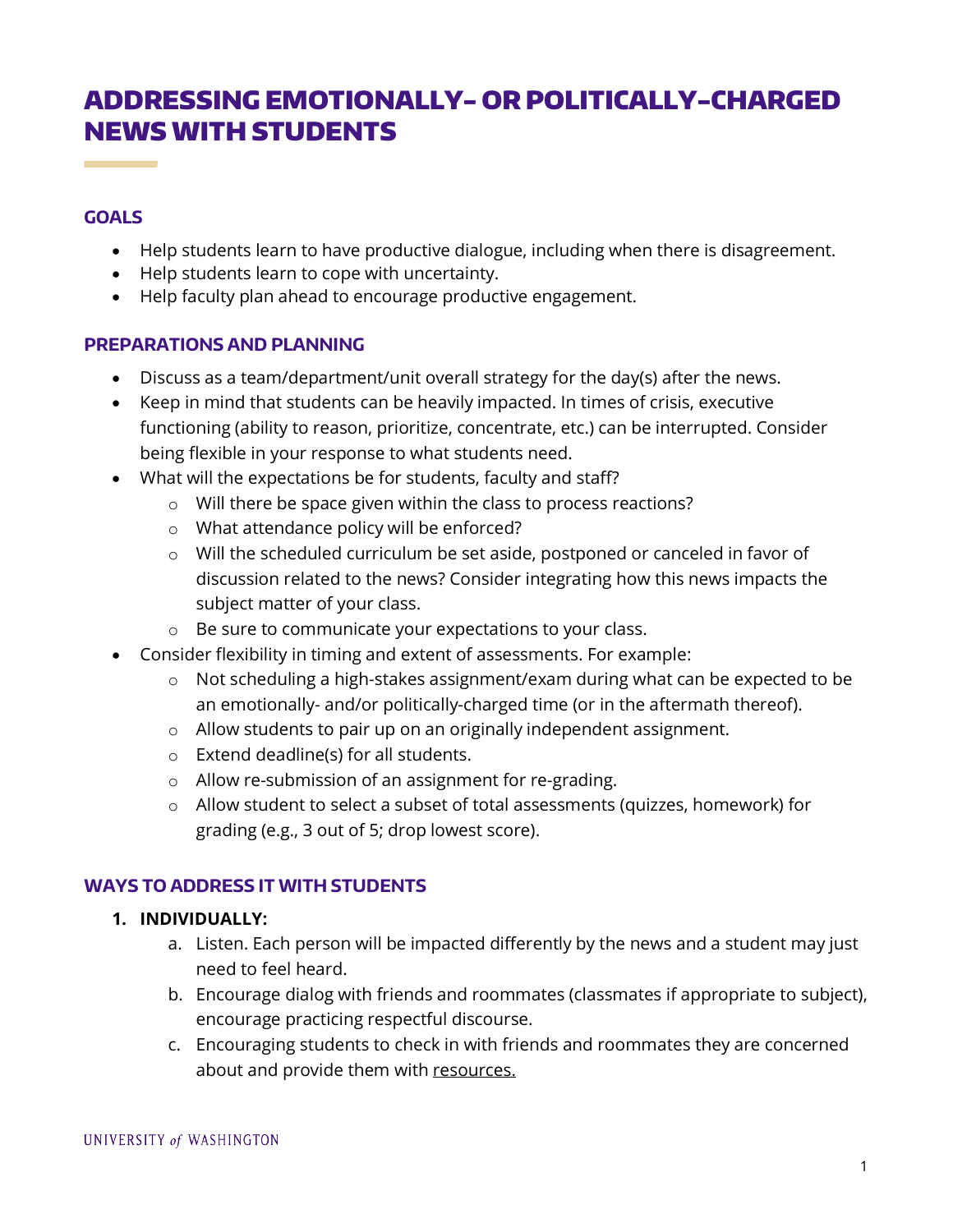# ADDRESSING EMOTIONALLY- OR POLITICALLY-CHARGED NEWS WITH STUDENTS

## GOALS

- Help students learn to have productive dialogue, including when there is disagreement.
- Help students learn to cope with uncertainty.
- Help faculty plan ahead to encourage productive engagement.

## PREPARATIONS AND PLANNING

- Discuss as a team/department/unit overall strategy for the day(s) after the news.
- Keep in mind that students can be heavily impacted. In times of crisis, executive functioning (ability to reason, prioritize, concentrate, etc.) can be interrupted. Consider being flexible in your response to what students need.
- What will the expectations be for students, faculty and staff?
  - Will there be space given within the class to process reactions?
  - What attendance policy will be enforced?
  - Will the scheduled curriculum be set aside, postponed or canceled in favor of discussion related to the news? Consider integrating how this news impacts the subject matter of your class.
  - Be sure to communicate your expectations to your class.
- Consider flexibility in timing and extent of assessments. For example:
  - Not scheduling a high-stakes assignment/exam during what can be expected to be an emotionally- and/or politically-charged time (or in the aftermath thereof).
  - Allow students to pair up on an originally independent assignment.
  - Extend deadline(s) for all students.
  - Allow re-submission of an assignment for re-grading.
  - Allow student to select a subset of total assessments (quizzes, homework) for grading (e.g., 3 out of 5; drop lowest score).

## WAYS TO ADDRESS IT WITH STUDENTS

1. **INDIVIDUALLY:**
   a. Listen. Each person will be impacted differently by the news and a student may just need to feel heard.
   b. Encourage dialog with friends and roommates (classmates if appropriate to subject), encourage practicing respectful discourse.
   c. Encouraging students to check in with friends and roommates they are concerned about and provide them with resources.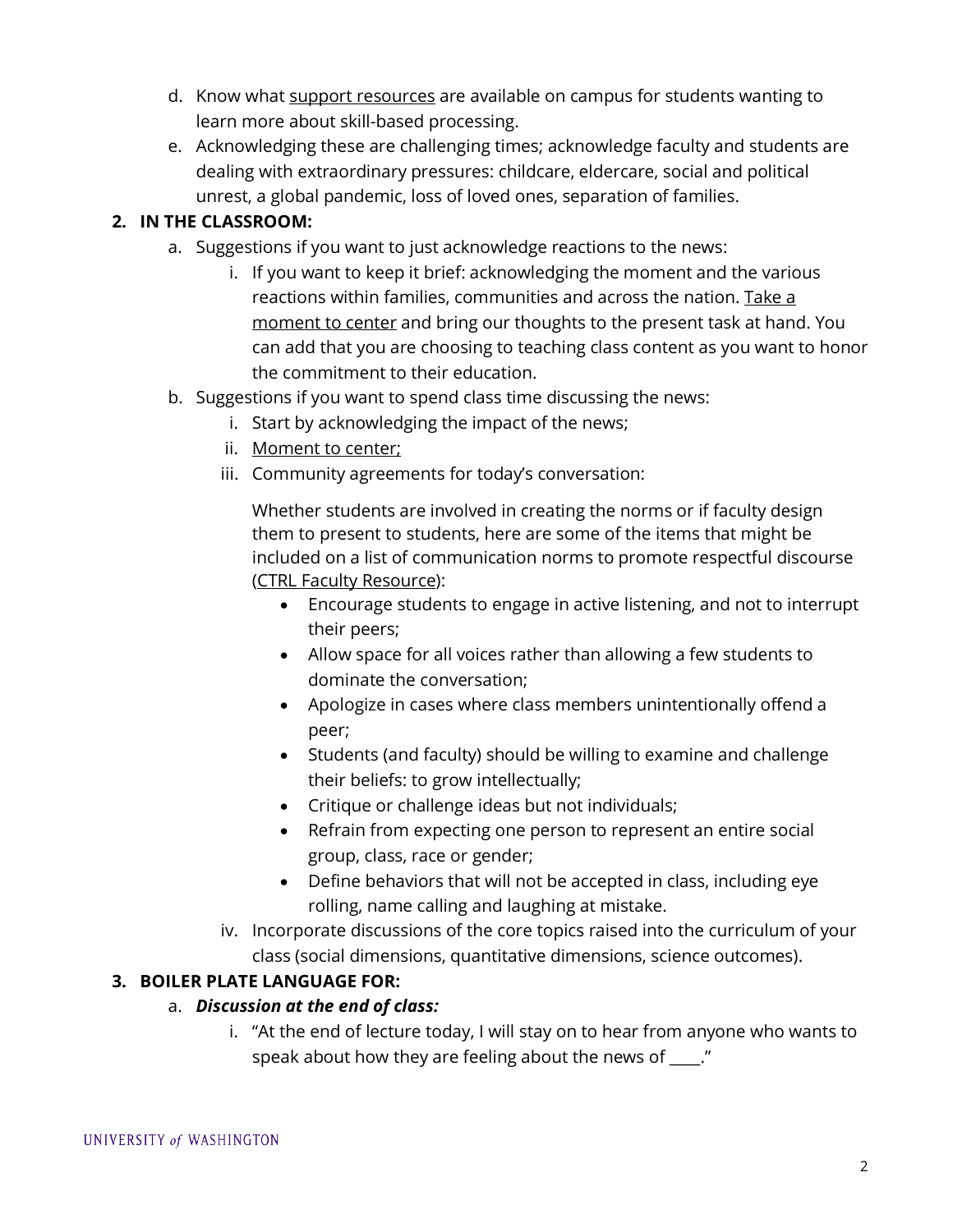d. Know what support resources are available on campus for students wanting to learn more about skill-based processing.

e. Acknowledging these are challenging times; acknowledge faculty and students are dealing with extraordinary pressures: childcare, eldercare, social and political unrest, a global pandemic, loss of loved ones, separation of families.

## 2. IN THE CLASSROOM:

a. Suggestions if you want to just acknowledge reactions to the news:

   i. If you want to keep it brief: acknowledging the moment and the various reactions within families, communities and across the nation. Take a moment to center and bring our thoughts to the present task at hand. You can add that you are choosing to teaching class content as you want to honor the commitment to their education.

b. Suggestions if you want to spend class time discussing the news:

   i. Start by acknowledging the impact of the news;

   ii. Moment to center;

   iii. Community agreements for today's conversation:

   Whether students are involved in creating the norms or if faculty design them to present to students, here are some of the items that might be included on a list of communication norms to promote respectful discourse (CTRL Faculty Resource):

   - Encourage students to engage in active listening, and not to interrupt their peers;
   - Allow space for all voices rather than allowing a few students to dominate the conversation;
   - Apologize in cases where class members unintentionally offend a peer;
   - Students (and faculty) should be willing to examine and challenge their beliefs: to grow intellectually;
   - Critique or challenge ideas but not individuals;
   - Refrain from expecting one person to represent an entire social group, class, race or gender;
   - Define behaviors that will not be accepted in class, including eye rolling, name calling and laughing at mistake.

   iv. Incorporate discussions of the core topics raised into the curriculum of your class (social dimensions, quantitative dimensions, science outcomes).

## 3. BOILER PLATE LANGUAGE FOR:

a. ***Discussion at the end of class:***

   i. "At the end of lecture today, I will stay on to hear from anyone who wants to speak about how they are feeling about the news of ____."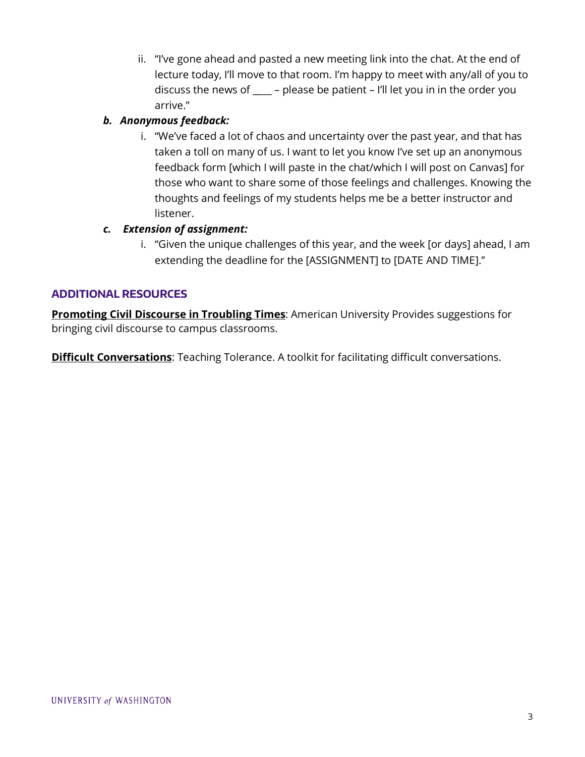ii. "I've gone ahead and pasted a new meeting link into the chat. At the end of lecture today, I'll move to that room. I'm happy to meet with any/all of you to discuss the news of ____ – please be patient – I'll let you in in the order you arrive."

b. ***Anonymous feedback:***

   i. "We've faced a lot of chaos and uncertainty over the past year, and that has taken a toll on many of us. I want to let you know I've set up an anonymous feedback form [which I will paste in the chat/which I will post on Canvas] for those who want to share some of those feelings and challenges. Knowing the thoughts and feelings of my students helps me be a better instructor and listener.

c. ***Extension of assignment:***

   i. "Given the unique challenges of this year, and the week [or days] ahead, I am extending the deadline for the [ASSIGNMENT] to [DATE AND TIME]."

## ADDITIONAL RESOURCES

**Promoting Civil Discourse in Troubling Times**: American University Provides suggestions for bringing civil discourse to campus classrooms.

**Difficult Conversations**: Teaching Tolerance. A toolkit for facilitating difficult conversations.